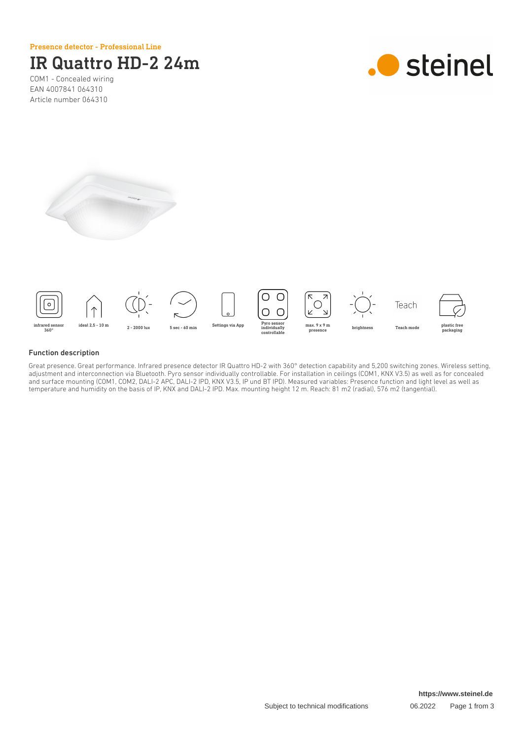Presence detector - Professional Line

# IR Quattro HD-2 24m

COM1 - Concealed wiring
EAN 4007841 064310
Article number 064310

infrared sensor 360°

ideal 2,5 - 10 m

2 - 2000 lux

5 sec - 60 min

Settings via App

Pyro sensor individually controllable

max. 9 x 9 m presence

brightness

Teach mode

plastic free packaging

## Function description

Great presence. Great performance. Infrared presence detector IR Quattro HD-2 with 360° detection capability and 5,200 switching zones. Wireless setting, adjustment and interconnection via Bluetooth. Pyro sensor individually controllable. For installation in ceilings (COM1, KNX V3.5) as well as for concealed and surface mounting (COM1, COM2, DALI-2 APC, DALI-2 IPD, KNX V3.5, IP und BT IPD). Measured variables: Presence function and light level as well as temperature and humidity on the basis of IP, KNX and DALI-2 IPD. Max. mounting height 12 m. Reach: 81 m2 (radial), 576 m2 (tangential).

https://www.steinel.de

Subject to technical modifications

06.2022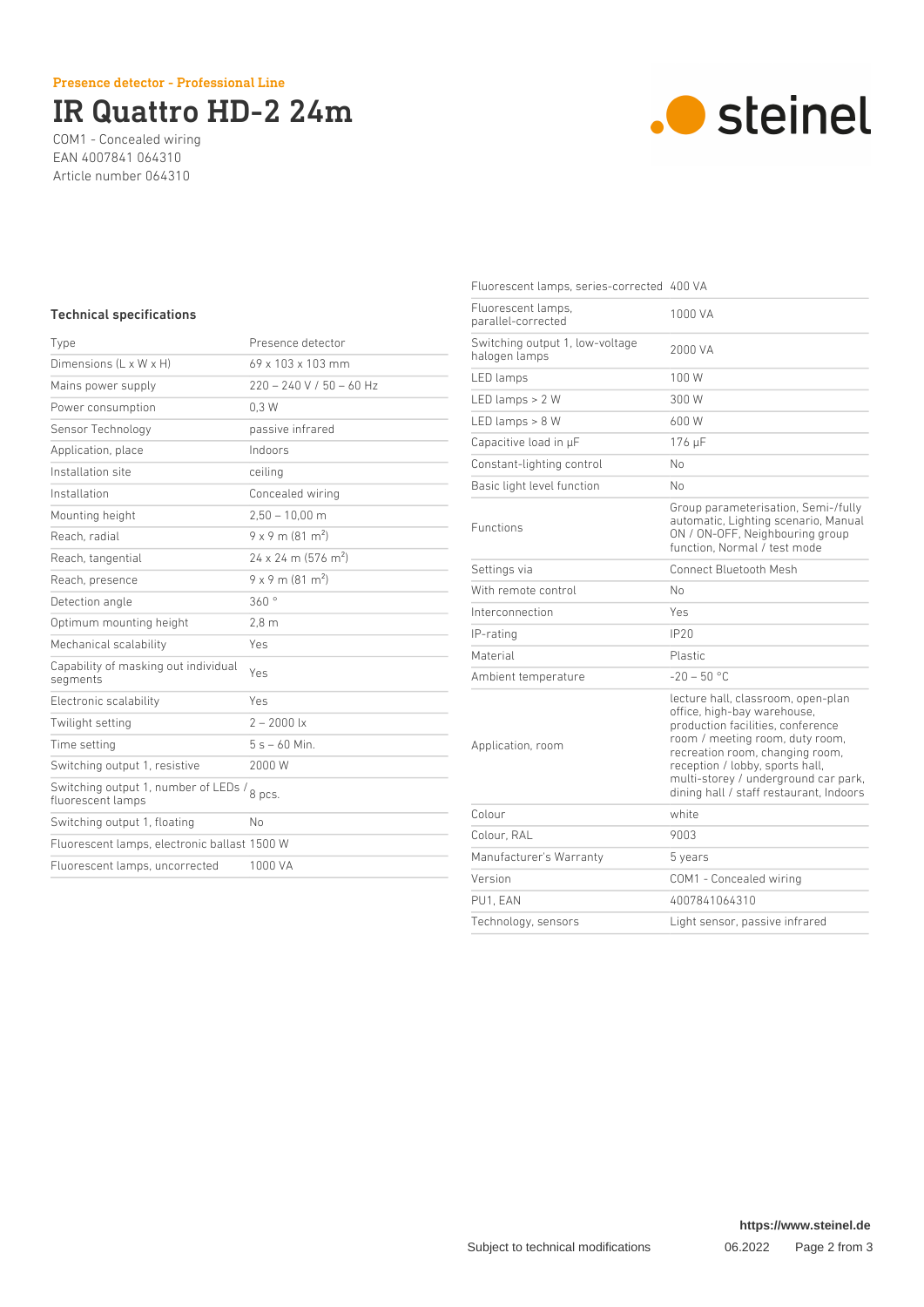Presence detector - Professional Line

# IR Quattro HD-2 24m

COM1 - Concealed wiring
EAN 4007841 064310
Article number 064310

### Technical specifications

| | |
|---|---|
| Type | Presence detector |
| Dimensions (L x W x H) | 69 x 103 x 103 mm |
| Mains power supply | 220 – 240 V / 50 – 60 Hz |
| Power consumption | 0,3 W |
| Sensor Technology | passive infrared |
| Application, place | Indoors |
| Installation site | ceiling |
| Installation | Concealed wiring |
| Mounting height | 2,50 – 10,00 m |
| Reach, radial | 9 x 9 m (81 m²) |
| Reach, tangential | 24 x 24 m (576 m²) |
| Reach, presence | 9 x 9 m (81 m²) |
| Detection angle | 360 ° |
| Optimum mounting height | 2,8 m |
| Mechanical scalability | Yes |
| Capability of masking out individual segments | Yes |
| Electronic scalability | Yes |
| Twilight setting | 2 – 2000 lx |
| Time setting | 5 s – 60 Min. |
| Switching output 1, resistive | 2000 W |
| Switching output 1, number of LEDs / fluorescent lamps | 8 pcs. |
| Switching output 1, floating | No |
| Fluorescent lamps, electronic ballast | 1500 W |
| Fluorescent lamps, uncorrected | 1000 VA |
| Fluorescent lamps, series-corrected | 400 VA |
| Fluorescent lamps, parallel-corrected | 1000 VA |
| Switching output 1, low-voltage halogen lamps | 2000 VA |
| LED lamps | 100 W |
| LED lamps > 2 W | 300 W |
| LED lamps > 8 W | 600 W |
| Capacitive load in µF | 176 µF |
| Constant-lighting control | No |
| Basic light level function | No |
| Functions | Group parameterisation, Semi-/fully automatic, Lighting scenario, Manual ON / ON-OFF, Neighbouring group function, Normal / test mode |
| Settings via | Connect Bluetooth Mesh |
| With remote control | No |
| Interconnection | Yes |
| IP-rating | IP20 |
| Material | Plastic |
| Ambient temperature | -20 – 50 °C |
| Application, room | lecture hall, classroom, open-plan office, high-bay warehouse, production facilities, conference room / meeting room, duty room, recreation room, changing room, reception / lobby, sports hall, multi-storey / underground car park, dining hall / staff restaurant, Indoors |
| Colour | white |
| Colour, RAL | 9003 |
| Manufacturer's Warranty | 5 years |
| Version | COM1 - Concealed wiring |
| PU1, EAN | 4007841064310 |
| Technology, sensors | Light sensor, passive infrared |

https://www.steinel.de

Subject to technical modifications 06.2022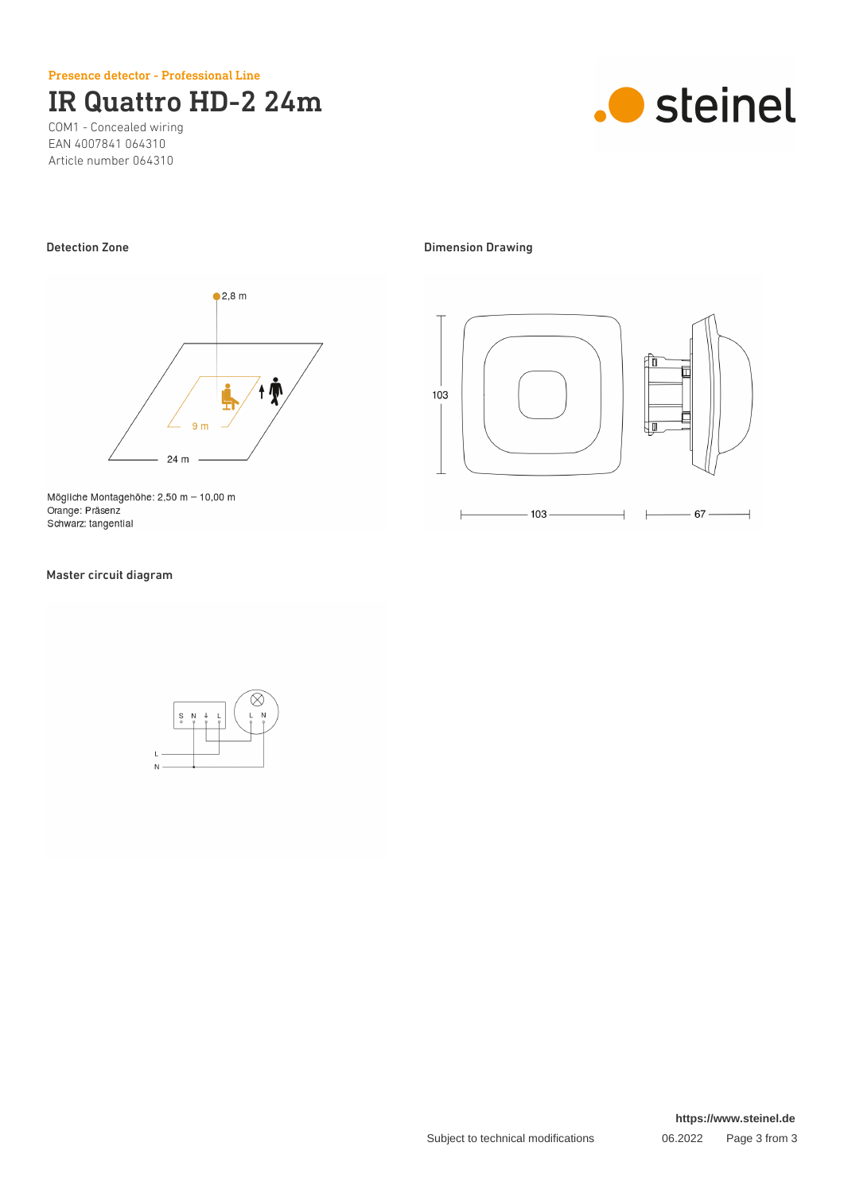Presence detector - Professional Line

# IR Quattro HD-2 24m

COM1 - Concealed wiring
EAN 4007841 064310
Article number 064310

## Detection Zone

2,8 m
9 m
24 m

Mögliche Montagehöhe: 2,50 m – 10,00 m
Orange: Präsenz
Schwarz: tangential

## Dimension Drawing

103
103
67

## Master circuit diagram

S N ⏚ L
L N
L
N

https://www.steinel.de

Subject to technical modifications 06.2022